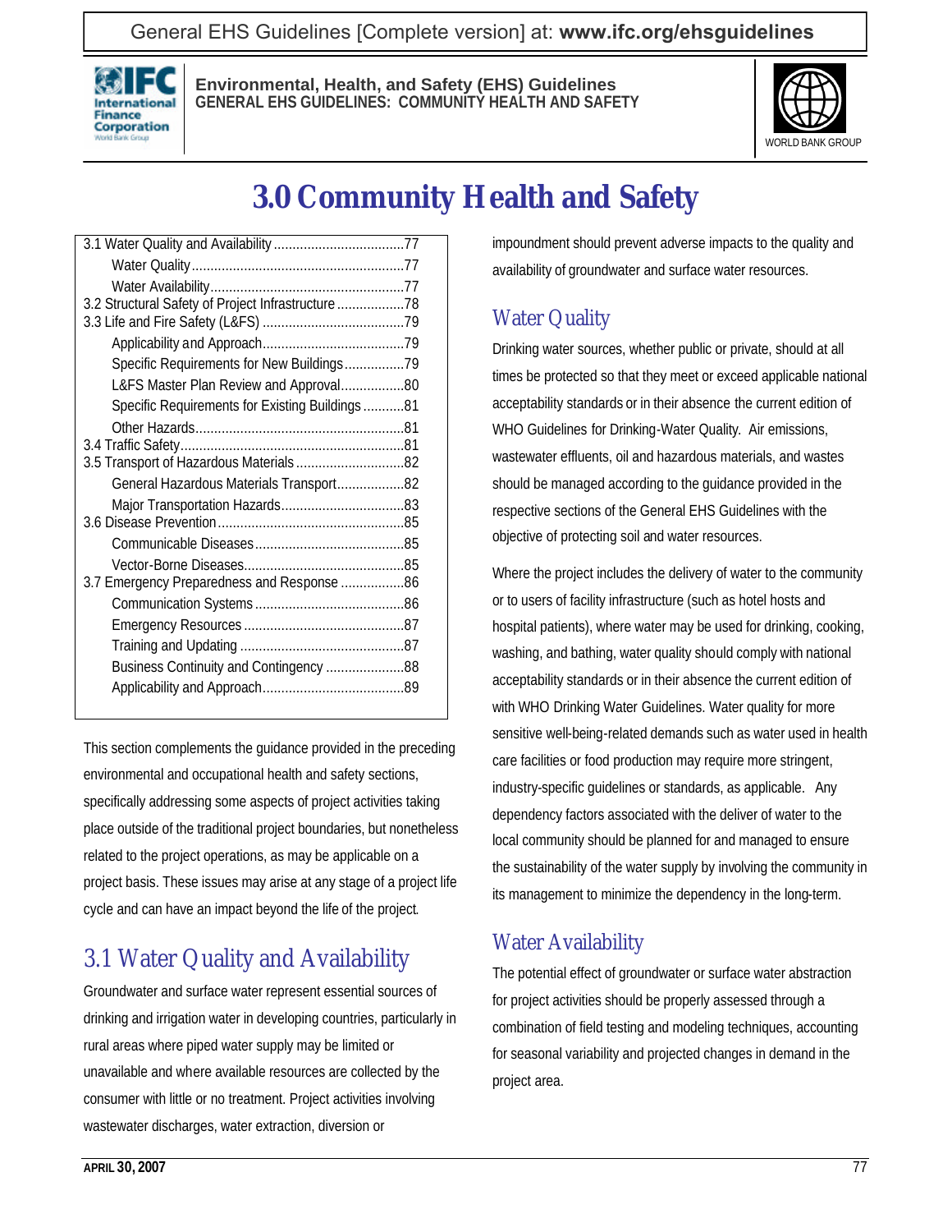# 3.0 Community Health and Safety

| | |
|---|---|
| 3.1 Water Quality and Availability | 77 |
| Water Quality | 77 |
| Water Availability | 77 |
| 3.2 Structural Safety of Project Infrastructure | 78 |
| 3.3 Life and Fire Safety (L&FS) | 79 |
| Applicability and Approach | 79 |
| Specific Requirements for New Buildings | 79 |
| L&FS Master Plan Review and Approval | 80 |
| Specific Requirements for Existing Buildings | 81 |
| Other Hazards | 81 |
| 3.4 Traffic Safety | 81 |
| 3.5 Transport of Hazardous Materials | 82 |
| General Hazardous Materials Transport | 82 |
| Major Transportation Hazards | 83 |
| 3.6 Disease Prevention | 85 |
| Communicable Diseases | 85 |
| Vector-Borne Diseases | 85 |
| 3.7 Emergency Preparedness and Response | 86 |
| Communication Systems | 86 |
| Emergency Resources | 87 |
| Training and Updating | 87 |
| Business Continuity and Contingency | 88 |
| Applicability and Approach | 89 |

This section complements the guidance provided in the preceding environmental and occupational health and safety sections, specifically addressing some aspects of project activities taking place outside of the traditional project boundaries, but nonetheless related to the project operations, as may be applicable on a project basis. These issues may arise at any stage of a project life cycle and can have an impact beyond the life of the project.

## 3.1 Water Quality and Availability

Groundwater and surface water represent essential sources of drinking and irrigation water in developing countries, particularly in rural areas where piped water supply may be limited or unavailable and where available resources are collected by the consumer with little or no treatment. Project activities involving wastewater discharges, water extraction, diversion or impoundment should prevent adverse impacts to the quality and availability of groundwater and surface water resources.

### Water Quality

Drinking water sources, whether public or private, should at all times be protected so that they meet or exceed applicable national acceptability standards or in their absence the current edition of WHO Guidelines for Drinking-Water Quality. Air emissions, wastewater effluents, oil and hazardous materials, and wastes should be managed according to the guidance provided in the respective sections of the General EHS Guidelines with the objective of protecting soil and water resources.

Where the project includes the delivery of water to the community or to users of facility infrastructure (such as hotel hosts and hospital patients), where water may be used for drinking, cooking, washing, and bathing, water quality should comply with national acceptability standards or in their absence the current edition of with WHO Drinking Water Guidelines. Water quality for more sensitive well-being-related demands such as water used in health care facilities or food production may require more stringent, industry-specific guidelines or standards, as applicable. Any dependency factors associated with the deliver of water to the local community should be planned for and managed to ensure the sustainability of the water supply by involving the community in its management to minimize the dependency in the long-term.

### Water Availability

The potential effect of groundwater or surface water abstraction for project activities should be properly assessed through a combination of field testing and modeling techniques, accounting for seasonal variability and projected changes in demand in the project area.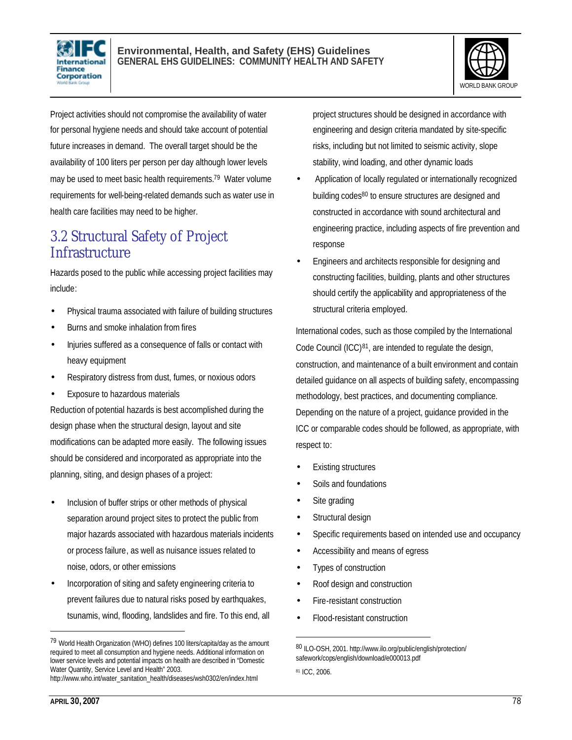Project activities should not compromise the availability of water for personal hygiene needs and should take account of potential future increases in demand. The overall target should be the availability of 100 liters per person per day although lower levels may be used to meet basic health requirements.[79] Water volume requirements for well-being-related demands such as water use in health care facilities may need to be higher.

## 3.2 Structural Safety of Project Infrastructure

Hazards posed to the public while accessing project facilities may include:

- Physical trauma associated with failure of building structures
- Burns and smoke inhalation from fires
- Injuries suffered as a consequence of falls or contact with heavy equipment
- Respiratory distress from dust, fumes, or noxious odors
- Exposure to hazardous materials

Reduction of potential hazards is best accomplished during the design phase when the structural design, layout and site modifications can be adapted more easily. The following issues should be considered and incorporated as appropriate into the planning, siting, and design phases of a project:

- Inclusion of buffer strips or other methods of physical separation around project sites to protect the public from major hazards associated with hazardous materials incidents or process failure, as well as nuisance issues related to noise, odors, or other emissions
- Incorporation of siting and safety engineering criteria to prevent failures due to natural risks posed by earthquakes, tsunamis, wind, flooding, landslides and fire. To this end, all project structures should be designed in accordance with engineering and design criteria mandated by site-specific risks, including but not limited to seismic activity, slope stability, wind loading, and other dynamic loads
- Application of locally regulated or internationally recognized building codes[80] to ensure structures are designed and constructed in accordance with sound architectural and engineering practice, including aspects of fire prevention and response
- Engineers and architects responsible for designing and constructing facilities, building, plants and other structures should certify the applicability and appropriateness of the structural criteria employed.

International codes, such as those compiled by the International Code Council (ICC)[81], are intended to regulate the design, construction, and maintenance of a built environment and contain detailed guidance on all aspects of building safety, encompassing methodology, best practices, and documenting compliance. Depending on the nature of a project, guidance provided in the ICC or comparable codes should be followed, as appropriate, with respect to:

- Existing structures
- Soils and foundations
- Site grading
- Structural design
- Specific requirements based on intended use and occupancy
- Accessibility and means of egress
- Types of construction
- Roof design and construction
- Fire-resistant construction
- Flood-resistant construction

---

[79] World Health Organization (WHO) defines 100 liters/capita/day as the amount required to meet all consumption and hygiene needs. Additional information on lower service levels and potential impacts on health are described in "Domestic Water Quantity, Service Level and Health" 2003. http://www.who.int/water_sanitation_health/diseases/wsh0302/en/index.html

[80] ILO-OSH, 2001. http://www.ilo.org/public/english/protection/safework/cops/english/download/e000013.pdf

[81] ICC, 2006.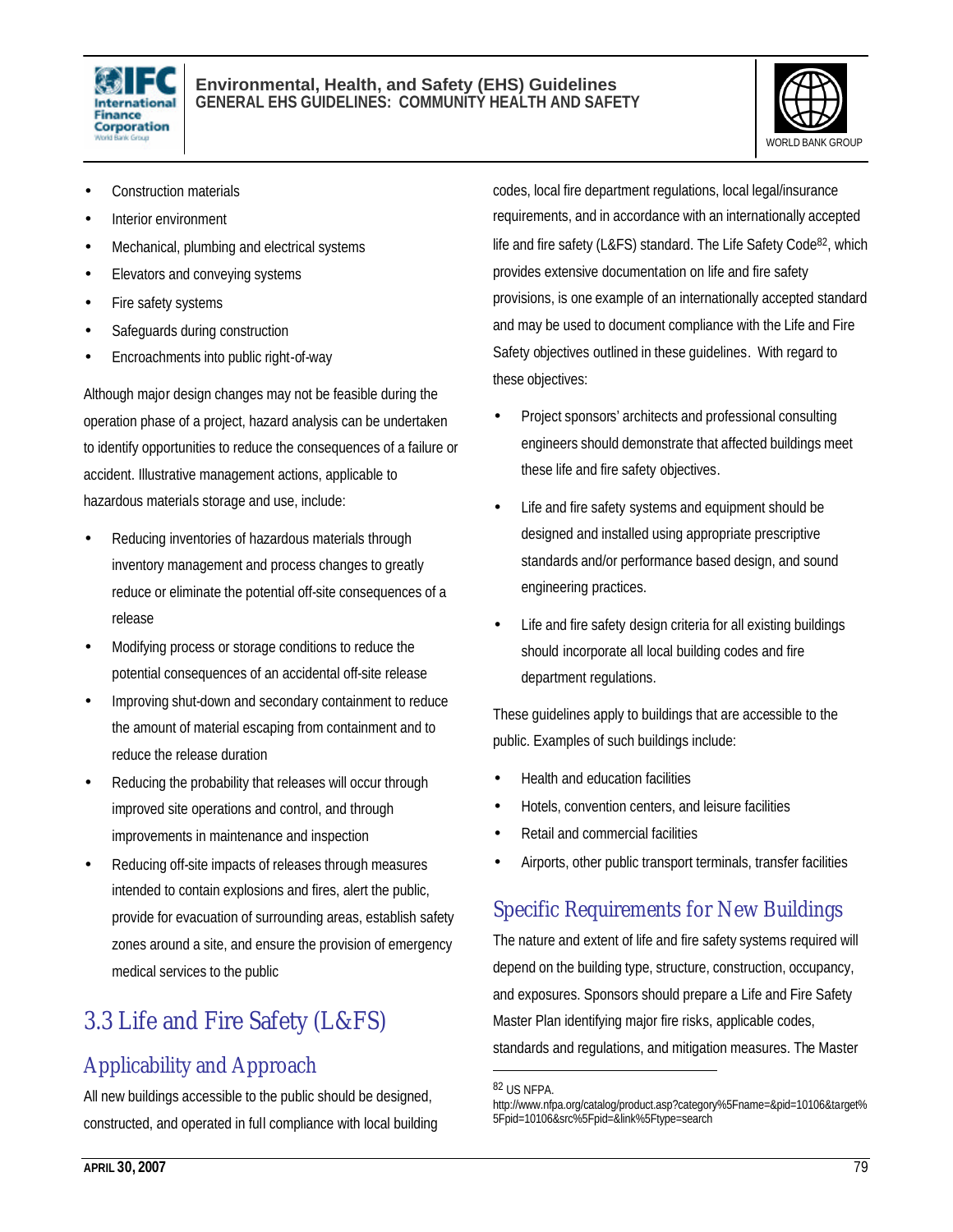- Construction materials
- Interior environment
- Mechanical, plumbing and electrical systems
- Elevators and conveying systems
- Fire safety systems
- Safeguards during construction
- Encroachments into public right-of-way

Although major design changes may not be feasible during the operation phase of a project, hazard analysis can be undertaken to identify opportunities to reduce the consequences of a failure or accident. Illustrative management actions, applicable to hazardous materials storage and use, include:

- Reducing inventories of hazardous materials through inventory management and process changes to greatly reduce or eliminate the potential off-site consequences of a release
- Modifying process or storage conditions to reduce the potential consequences of an accidental off-site release
- Improving shut-down and secondary containment to reduce the amount of material escaping from containment and to reduce the release duration
- Reducing the probability that releases will occur through improved site operations and control, and through improvements in maintenance and inspection
- Reducing off-site impacts of releases through measures intended to contain explosions and fires, alert the public, provide for evacuation of surrounding areas, establish safety zones around a site, and ensure the provision of emergency medical services to the public

## 3.3 Life and Fire Safety (L&FS)

### Applicability and Approach

All new buildings accessible to the public should be designed, constructed, and operated in full compliance with local building codes, local fire department regulations, local legal/insurance requirements, and in accordance with an internationally accepted life and fire safety (L&FS) standard. The Life Safety Code[82], which provides extensive documentation on life and fire safety provisions, is one example of an internationally accepted standard and may be used to document compliance with the Life and Fire Safety objectives outlined in these guidelines. With regard to these objectives:

- Project sponsors' architects and professional consulting engineers should demonstrate that affected buildings meet these life and fire safety objectives.
- Life and fire safety systems and equipment should be designed and installed using appropriate prescriptive standards and/or performance based design, and sound engineering practices.
- Life and fire safety design criteria for all existing buildings should incorporate all local building codes and fire department regulations.

These guidelines apply to buildings that are accessible to the public. Examples of such buildings include:

- Health and education facilities
- Hotels, convention centers, and leisure facilities
- Retail and commercial facilities
- Airports, other public transport terminals, transfer facilities

### Specific Requirements for New Buildings

The nature and extent of life and fire safety systems required will depend on the building type, structure, construction, occupancy, and exposures. Sponsors should prepare a Life and Fire Safety Master Plan identifying major fire risks, applicable codes, standards and regulations, and mitigation measures. The Master

---

[82] US NFPA. http://www.nfpa.org/catalog/product.asp?category%5Fname=&pid=10106&target%5Fpid=10106&src%5Fpid=&link%5Ftype=search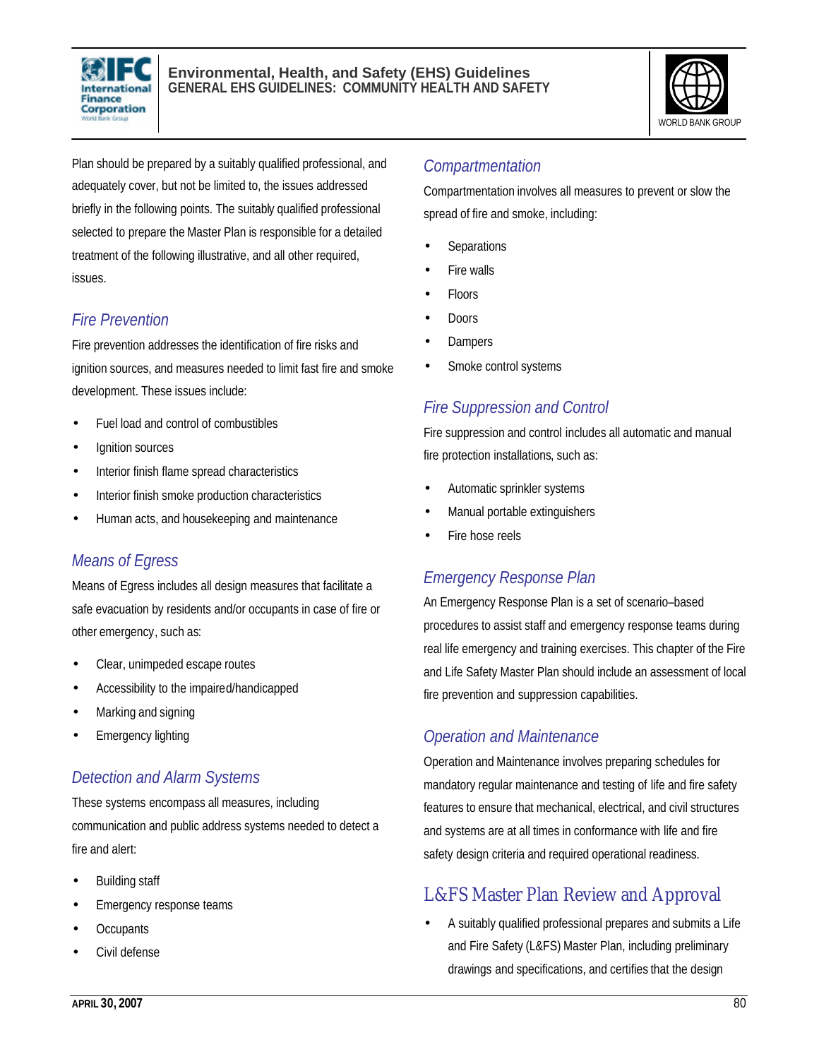Plan should be prepared by a suitably qualified professional, and adequately cover, but not be limited to, the issues addressed briefly in the following points. The suitably qualified professional selected to prepare the Master Plan is responsible for a detailed treatment of the following illustrative, and all other required, issues.

### *Fire Prevention*

Fire prevention addresses the identification of fire risks and ignition sources, and measures needed to limit fast fire and smoke development. These issues include:

- Fuel load and control of combustibles
- Ignition sources
- Interior finish flame spread characteristics
- Interior finish smoke production characteristics
- Human acts, and housekeeping and maintenance

### *Means of Egress*

Means of Egress includes all design measures that facilitate a safe evacuation by residents and/or occupants in case of fire or other emergency, such as:

- Clear, unimpeded escape routes
- Accessibility to the impaired/handicapped
- Marking and signing
- Emergency lighting

### *Detection and Alarm Systems*

These systems encompass all measures, including communication and public address systems needed to detect a fire and alert:

- Building staff
- Emergency response teams
- Occupants
- Civil defense

### *Compartmentation*

Compartmentation involves all measures to prevent or slow the spread of fire and smoke, including:

- Separations
- Fire walls
- Floors
- Doors
- Dampers
- Smoke control systems

### *Fire Suppression and Control*

Fire suppression and control includes all automatic and manual fire protection installations, such as:

- Automatic sprinkler systems
- Manual portable extinguishers
- Fire hose reels

### *Emergency Response Plan*

An Emergency Response Plan is a set of scenario–based procedures to assist staff and emergency response teams during real life emergency and training exercises. This chapter of the Fire and Life Safety Master Plan should include an assessment of local fire prevention and suppression capabilities.

### *Operation and Maintenance*

Operation and Maintenance involves preparing schedules for mandatory regular maintenance and testing of life and fire safety features to ensure that mechanical, electrical, and civil structures and systems are at all times in conformance with life and fire safety design criteria and required operational readiness.

## L&FS Master Plan Review and Approval

- A suitably qualified professional prepares and submits a Life and Fire Safety (L&FS) Master Plan, including preliminary drawings and specifications, and certifies that the design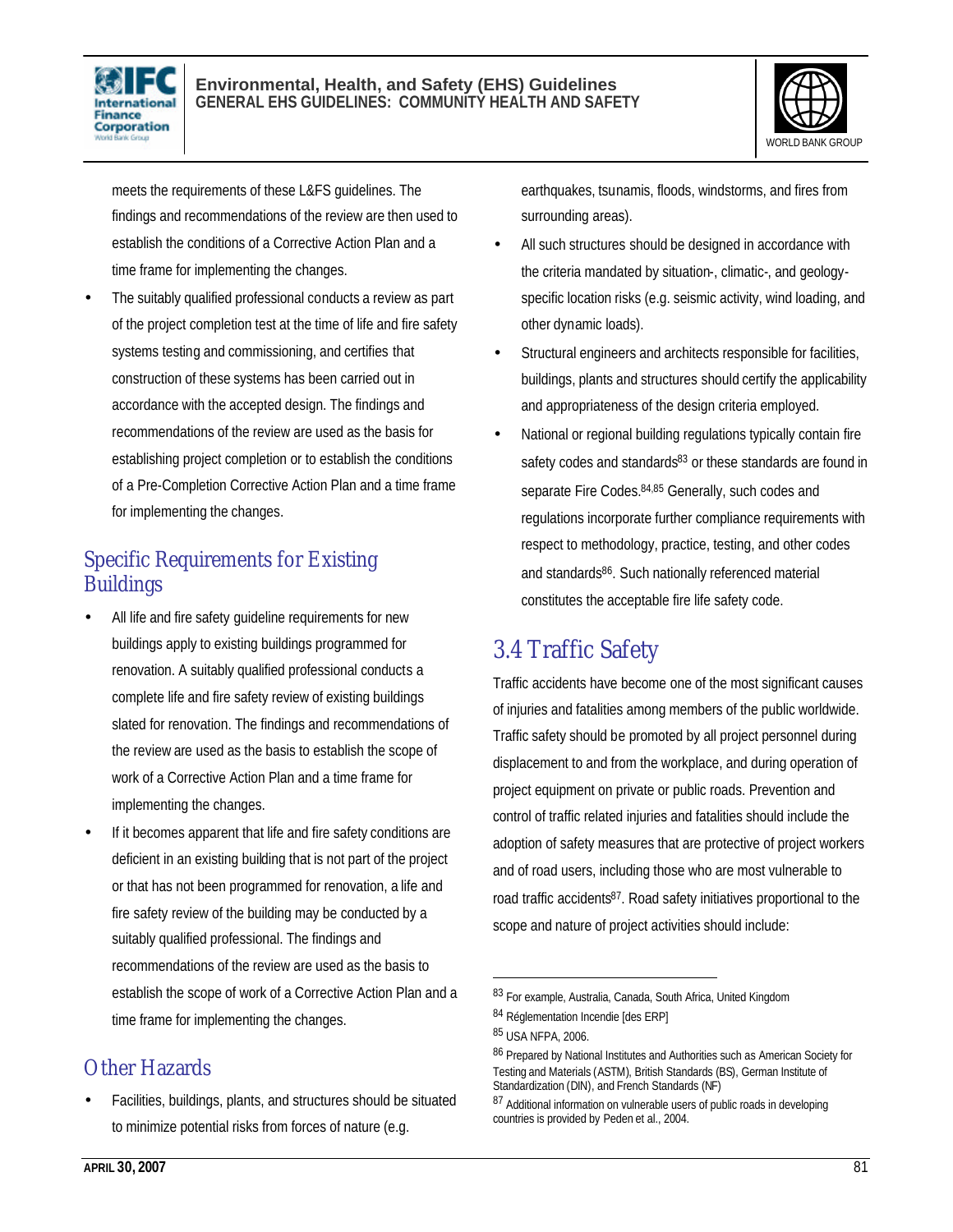meets the requirements of these L&FS guidelines. The findings and recommendations of the review are then used to establish the conditions of a Corrective Action Plan and a time frame for implementing the changes.

- The suitably qualified professional conducts a review as part of the project completion test at the time of life and fire safety systems testing and commissioning, and certifies that construction of these systems has been carried out in accordance with the accepted design. The findings and recommendations of the review are used as the basis for establishing project completion or to establish the conditions of a Pre-Completion Corrective Action Plan and a time frame for implementing the changes.

## Specific Requirements for Existing Buildings

- All life and fire safety guideline requirements for new buildings apply to existing buildings programmed for renovation. A suitably qualified professional conducts a complete life and fire safety review of existing buildings slated for renovation. The findings and recommendations of the review are used as the basis to establish the scope of work of a Corrective Action Plan and a time frame for implementing the changes.
- If it becomes apparent that life and fire safety conditions are deficient in an existing building that is not part of the project or that has not been programmed for renovation, a life and fire safety review of the building may be conducted by a suitably qualified professional. The findings and recommendations of the review are used as the basis to establish the scope of work of a Corrective Action Plan and a time frame for implementing the changes.

## Other Hazards

- Facilities, buildings, plants, and structures should be situated to minimize potential risks from forces of nature (e.g. earthquakes, tsunamis, floods, windstorms, and fires from surrounding areas).
- All such structures should be designed in accordance with the criteria mandated by situation-, climatic-, and geology-specific location risks (e.g. seismic activity, wind loading, and other dynamic loads).
- Structural engineers and architects responsible for facilities, buildings, plants and structures should certify the applicability and appropriateness of the design criteria employed.
- National or regional building regulations typically contain fire safety codes and standards[83] or these standards are found in separate Fire Codes.[84,85] Generally, such codes and regulations incorporate further compliance requirements with respect to methodology, practice, testing, and other codes and standards[86]. Such nationally referenced material constitutes the acceptable fire life safety code.

# 3.4 Traffic Safety

Traffic accidents have become one of the most significant causes of injuries and fatalities among members of the public worldwide. Traffic safety should be promoted by all project personnel during displacement to and from the workplace, and during operation of project equipment on private or public roads. Prevention and control of traffic related injuries and fatalities should include the adoption of safety measures that are protective of project workers and of road users, including those who are most vulnerable to road traffic accidents[87]. Road safety initiatives proportional to the scope and nature of project activities should include:

---

[83] For example, Australia, Canada, South Africa, United Kingdom

[84] Réglementation Incendie [des ERP]

[85] USA NFPA, 2006.

[86] Prepared by National Institutes and Authorities such as American Society for Testing and Materials (ASTM), British Standards (BS), German Institute of Standardization (DIN), and French Standards (NF)

[87] Additional information on vulnerable users of public roads in developing countries is provided by Peden et al., 2004.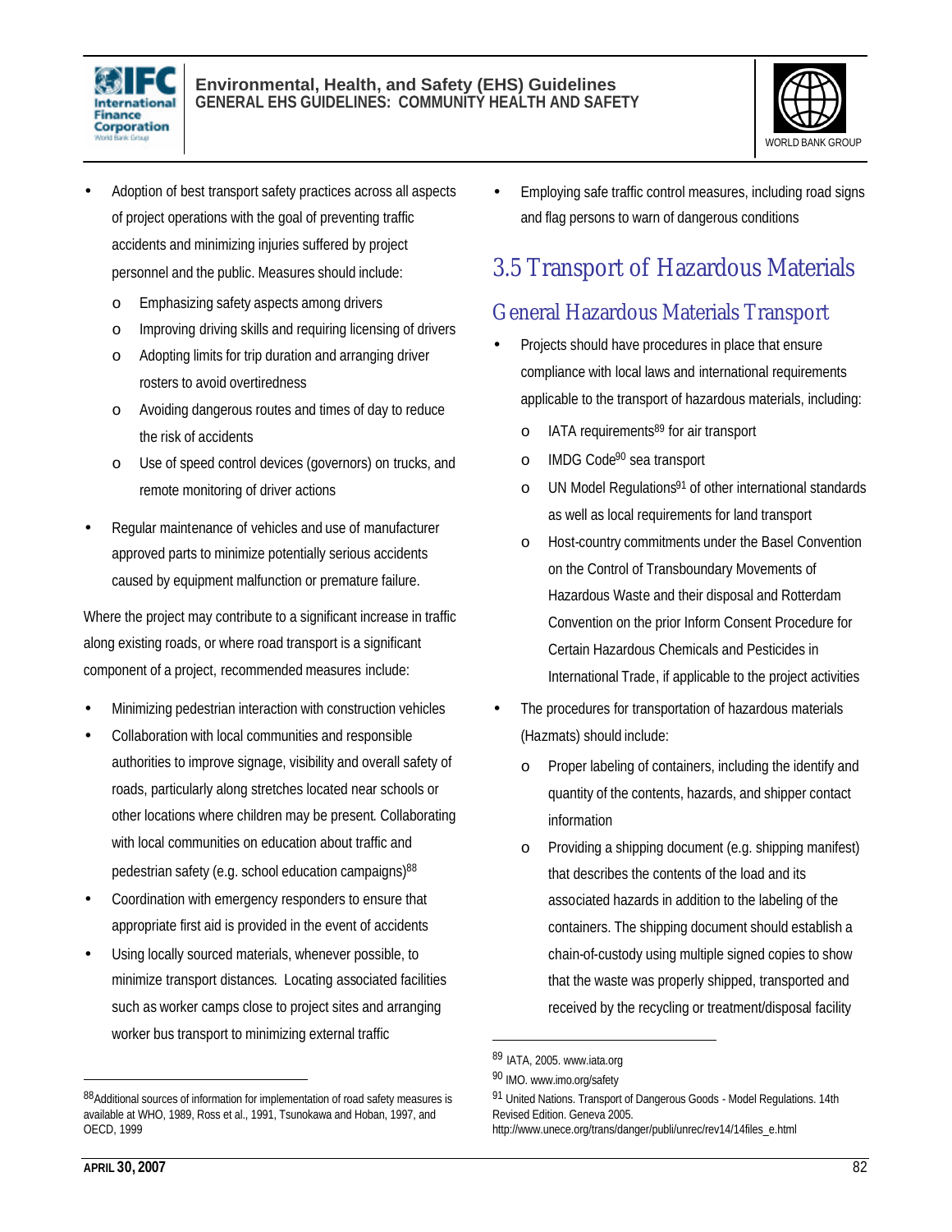- Adoption of best transport safety practices across all aspects of project operations with the goal of preventing traffic accidents and minimizing injuries suffered by project personnel and the public. Measures should include:
  - Emphasizing safety aspects among drivers
  - Improving driving skills and requiring licensing of drivers
  - Adopting limits for trip duration and arranging driver rosters to avoid overtiredness
  - Avoiding dangerous routes and times of day to reduce the risk of accidents
  - Use of speed control devices (governors) on trucks, and remote monitoring of driver actions
- Regular maintenance of vehicles and use of manufacturer approved parts to minimize potentially serious accidents caused by equipment malfunction or premature failure.

Where the project may contribute to a significant increase in traffic along existing roads, or where road transport is a significant component of a project, recommended measures include:

- Minimizing pedestrian interaction with construction vehicles
- Collaboration with local communities and responsible authorities to improve signage, visibility and overall safety of roads, particularly along stretches located near schools or other locations where children may be present. Collaborating with local communities on education about traffic and pedestrian safety (e.g. school education campaigns)[88]
- Coordination with emergency responders to ensure that appropriate first aid is provided in the event of accidents
- Using locally sourced materials, whenever possible, to minimize transport distances. Locating associated facilities such as worker camps close to project sites and arranging worker bus transport to minimizing external traffic
- Employing safe traffic control measures, including road signs and flag persons to warn of dangerous conditions

## 3.5 Transport of Hazardous Materials

### General Hazardous Materials Transport

- Projects should have procedures in place that ensure compliance with local laws and international requirements applicable to the transport of hazardous materials, including:
  - IATA requirements[89] for air transport
  - IMDG Code[90] sea transport
  - UN Model Regulations[91] of other international standards as well as local requirements for land transport
  - Host-country commitments under the Basel Convention on the Control of Transboundary Movements of Hazardous Waste and their disposal and Rotterdam Convention on the prior Inform Consent Procedure for Certain Hazardous Chemicals and Pesticides in International Trade, if applicable to the project activities
- The procedures for transportation of hazardous materials (Hazmats) should include:
  - Proper labeling of containers, including the identify and quantity of the contents, hazards, and shipper contact information
  - Providing a shipping document (e.g. shipping manifest) that describes the contents of the load and its associated hazards in addition to the labeling of the containers. The shipping document should establish a chain-of-custody using multiple signed copies to show that the waste was properly shipped, transported and received by the recycling or treatment/disposal facility

---

[88] Additional sources of information for implementation of road safety measures is available at WHO, 1989, Ross et al., 1991, Tsunokawa and Hoban, 1997, and OECD, 1999

[89] IATA, 2005. www.iata.org

[90] IMO. www.imo.org/safety

[91] United Nations. Transport of Dangerous Goods - Model Regulations. 14th Revised Edition. Geneva 2005. http://www.unece.org/trans/danger/publi/unrec/rev14/14files_e.html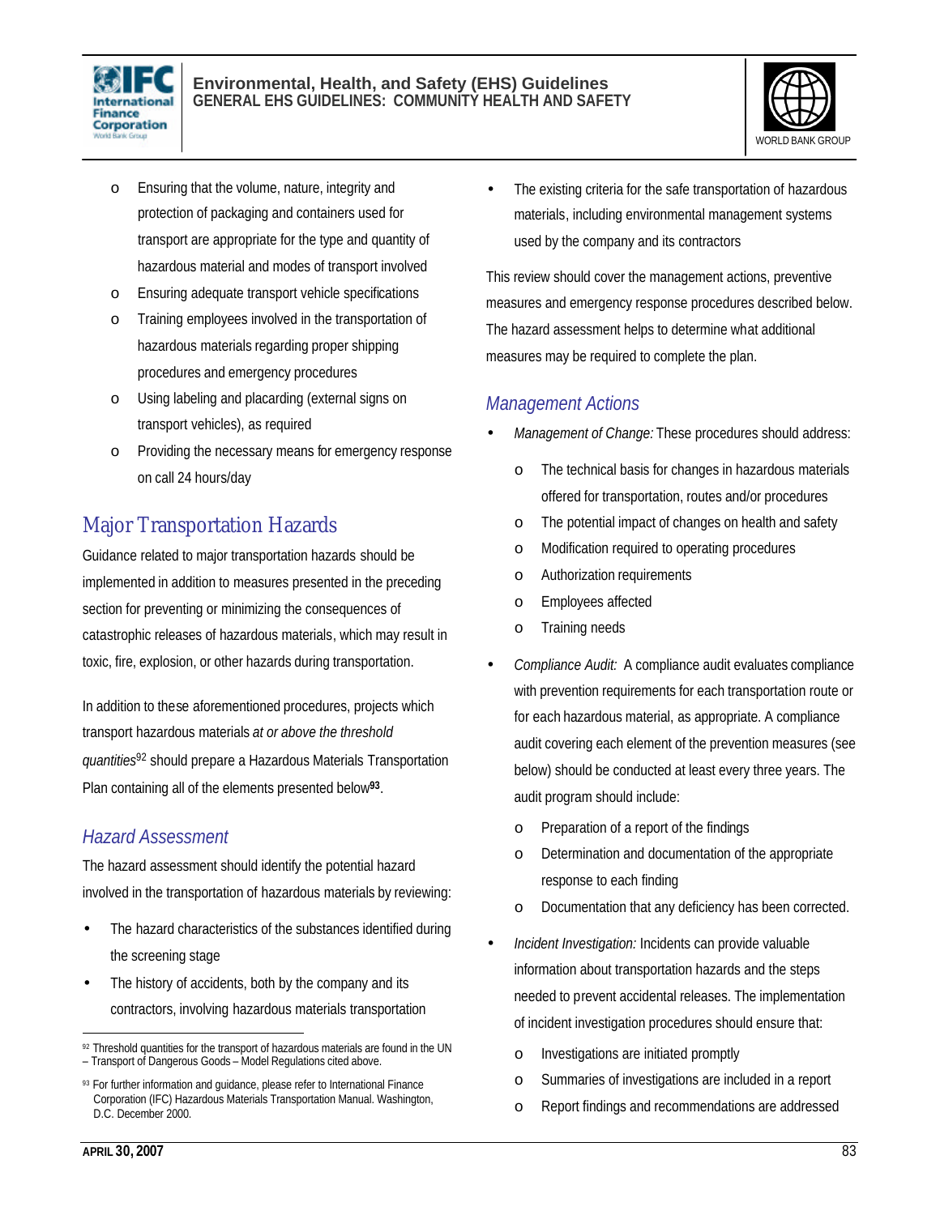- Ensuring that the volume, nature, integrity and protection of packaging and containers used for transport are appropriate for the type and quantity of hazardous material and modes of transport involved
- Ensuring adequate transport vehicle specifications
- Training employees involved in the transportation of hazardous materials regarding proper shipping procedures and emergency procedures
- Using labeling and placarding (external signs on transport vehicles), as required
- Providing the necessary means for emergency response on call 24 hours/day

## Major Transportation Hazards

Guidance related to major transportation hazards should be implemented in addition to measures presented in the preceding section for preventing or minimizing the consequences of catastrophic releases of hazardous materials, which may result in toxic, fire, explosion, or other hazards during transportation.

In addition to these aforementioned procedures, projects which transport hazardous materials *at or above the threshold quantities*[92] should prepare a Hazardous Materials Transportation Plan containing all of the elements presented below[93].

### Hazard Assessment

The hazard assessment should identify the potential hazard involved in the transportation of hazardous materials by reviewing:

- The hazard characteristics of the substances identified during the screening stage
- The history of accidents, both by the company and its contractors, involving hazardous materials transportation
- The existing criteria for the safe transportation of hazardous materials, including environmental management systems used by the company and its contractors

This review should cover the management actions, preventive measures and emergency response procedures described below. The hazard assessment helps to determine what additional measures may be required to complete the plan.

### Management Actions

- *Management of Change:* These procedures should address:
  - The technical basis for changes in hazardous materials offered for transportation, routes and/or procedures
  - The potential impact of changes on health and safety
  - Modification required to operating procedures
  - Authorization requirements
  - Employees affected
  - Training needs
- *Compliance Audit:* A compliance audit evaluates compliance with prevention requirements for each transportation route or for each hazardous material, as appropriate. A compliance audit covering each element of the prevention measures (see below) should be conducted at least every three years. The audit program should include:
  - Preparation of a report of the findings
  - Determination and documentation of the appropriate response to each finding
  - Documentation that any deficiency has been corrected.
- *Incident Investigation:* Incidents can provide valuable information about transportation hazards and the steps needed to prevent accidental releases. The implementation of incident investigation procedures should ensure that:
  - Investigations are initiated promptly
  - Summaries of investigations are included in a report
  - Report findings and recommendations are addressed

[92] Threshold quantities for the transport of hazardous materials are found in the UN – Transport of Dangerous Goods – Model Regulations cited above.

[93] For further information and guidance, please refer to International Finance Corporation (IFC) Hazardous Materials Transportation Manual. Washington, D.C. December 2000.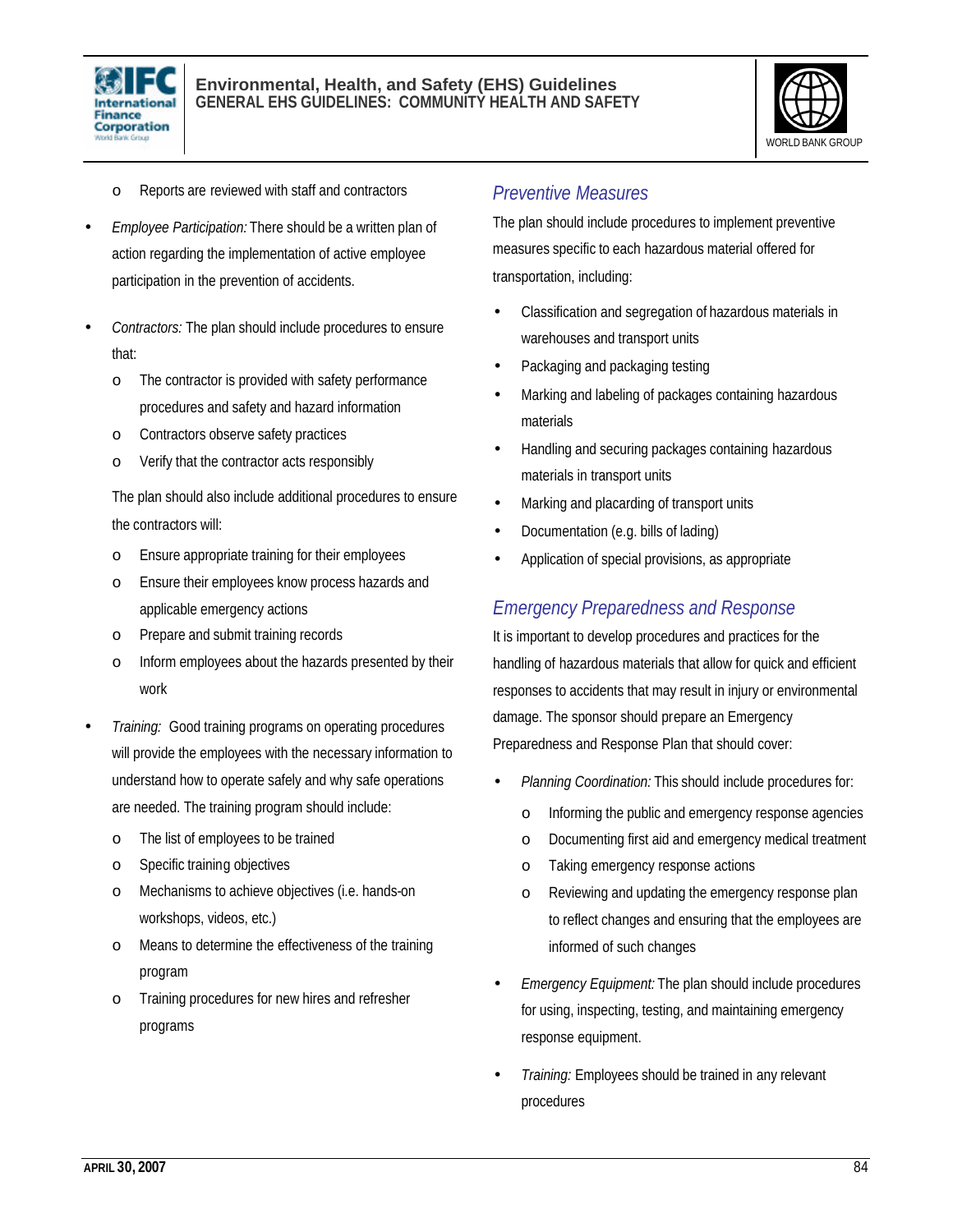- Reports are reviewed with staff and contractors

- *Employee Participation:* There should be a written plan of action regarding the implementation of active employee participation in the prevention of accidents.

- *Contractors:* The plan should include procedures to ensure that:
    - The contractor is provided with safety performance procedures and safety and hazard information
    - Contractors observe safety practices
    - Verify that the contractor acts responsibly

  The plan should also include additional procedures to ensure the contractors will:
    - Ensure appropriate training for their employees
    - Ensure their employees know process hazards and applicable emergency actions
    - Prepare and submit training records
    - Inform employees about the hazards presented by their work

- *Training:* Good training programs on operating procedures will provide the employees with the necessary information to understand how to operate safely and why safe operations are needed. The training program should include:
    - The list of employees to be trained
    - Specific training objectives
    - Mechanisms to achieve objectives (i.e. hands-on workshops, videos, etc.)
    - Means to determine the effectiveness of the training program
    - Training procedures for new hires and refresher programs

### *Preventive Measures*

The plan should include procedures to implement preventive measures specific to each hazardous material offered for transportation, including:

- Classification and segregation of hazardous materials in warehouses and transport units
- Packaging and packaging testing
- Marking and labeling of packages containing hazardous materials
- Handling and securing packages containing hazardous materials in transport units
- Marking and placarding of transport units
- Documentation (e.g. bills of lading)
- Application of special provisions, as appropriate

### *Emergency Preparedness and Response*

It is important to develop procedures and practices for the handling of hazardous materials that allow for quick and efficient responses to accidents that may result in injury or environmental damage. The sponsor should prepare an Emergency Preparedness and Response Plan that should cover:

- *Planning Coordination:* This should include procedures for:
    - Informing the public and emergency response agencies
    - Documenting first aid and emergency medical treatment
    - Taking emergency response actions
    - Reviewing and updating the emergency response plan to reflect changes and ensuring that the employees are informed of such changes

- *Emergency Equipment:* The plan should include procedures for using, inspecting, testing, and maintaining emergency response equipment.

- *Training:* Employees should be trained in any relevant procedures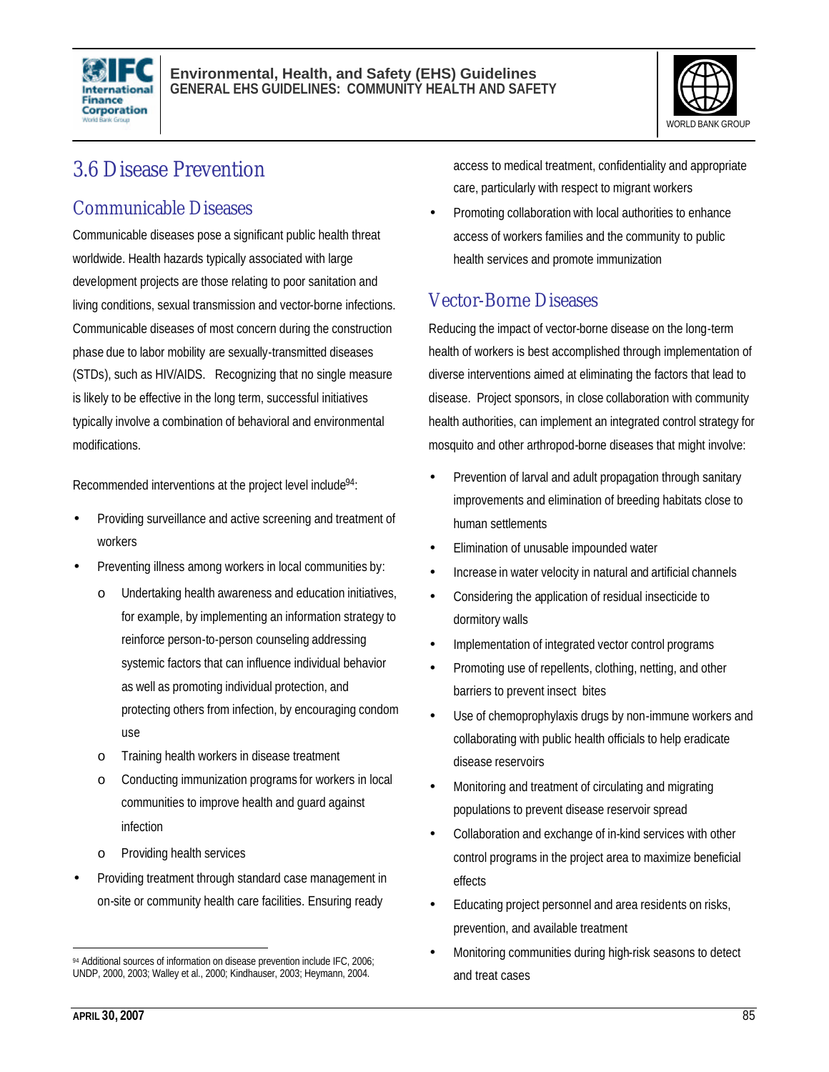## 3.6 Disease Prevention

### Communicable Diseases

Communicable diseases pose a significant public health threat worldwide. Health hazards typically associated with large development projects are those relating to poor sanitation and living conditions, sexual transmission and vector-borne infections. Communicable diseases of most concern during the construction phase due to labor mobility are sexually-transmitted diseases (STDs), such as HIV/AIDS. Recognizing that no single measure is likely to be effective in the long term, successful initiatives typically involve a combination of behavioral and environmental modifications.

Recommended interventions at the project level include[94]:

- Providing surveillance and active screening and treatment of workers
- Preventing illness among workers in local communities by:
    - Undertaking health awareness and education initiatives, for example, by implementing an information strategy to reinforce person-to-person counseling addressing systemic factors that can influence individual behavior as well as promoting individual protection, and protecting others from infection, by encouraging condom use
    - Training health workers in disease treatment
    - Conducting immunization programs for workers in local communities to improve health and guard against infection
    - Providing health services
- Providing treatment through standard case management in on-site or community health care facilities. Ensuring ready access to medical treatment, confidentiality and appropriate care, particularly with respect to migrant workers
- Promoting collaboration with local authorities to enhance access of workers families and the community to public health services and promote immunization

### Vector-Borne Diseases

Reducing the impact of vector-borne disease on the long-term health of workers is best accomplished through implementation of diverse interventions aimed at eliminating the factors that lead to disease. Project sponsors, in close collaboration with community health authorities, can implement an integrated control strategy for mosquito and other arthropod-borne diseases that might involve:

- Prevention of larval and adult propagation through sanitary improvements and elimination of breeding habitats close to human settlements
- Elimination of unusable impounded water
- Increase in water velocity in natural and artificial channels
- Considering the application of residual insecticide to dormitory walls
- Implementation of integrated vector control programs
- Promoting use of repellents, clothing, netting, and other barriers to prevent insect bites
- Use of chemoprophylaxis drugs by non-immune workers and collaborating with public health officials to help eradicate disease reservoirs
- Monitoring and treatment of circulating and migrating populations to prevent disease reservoir spread
- Collaboration and exchange of in-kind services with other control programs in the project area to maximize beneficial effects
- Educating project personnel and area residents on risks, prevention, and available treatment
- Monitoring communities during high-risk seasons to detect and treat cases

[94] Additional sources of information on disease prevention include IFC, 2006; UNDP, 2000, 2003; Walley et al., 2000; Kindhauser, 2003; Heymann, 2004.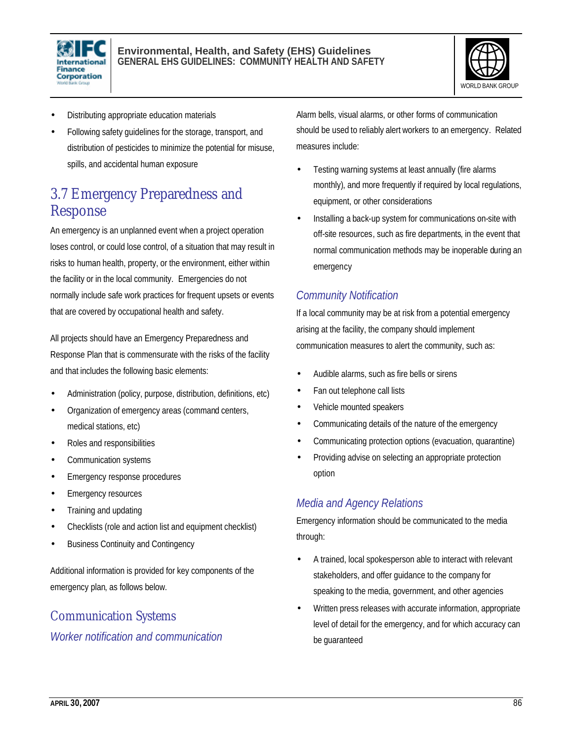- Distributing appropriate education materials
- Following safety guidelines for the storage, transport, and distribution of pesticides to minimize the potential for misuse, spills, and accidental human exposure

## 3.7 Emergency Preparedness and Response

An emergency is an unplanned event when a project operation loses control, or could lose control, of a situation that may result in risks to human health, property, or the environment, either within the facility or in the local community. Emergencies do not normally include safe work practices for frequent upsets or events that are covered by occupational health and safety.

All projects should have an Emergency Preparedness and Response Plan that is commensurate with the risks of the facility and that includes the following basic elements:

- Administration (policy, purpose, distribution, definitions, etc)
- Organization of emergency areas (command centers, medical stations, etc)
- Roles and responsibilities
- Communication systems
- Emergency response procedures
- Emergency resources
- Training and updating
- Checklists (role and action list and equipment checklist)
- Business Continuity and Contingency

Additional information is provided for key components of the emergency plan, as follows below.

### Communication Systems

#### *Worker notification and communication*

Alarm bells, visual alarms, or other forms of communication should be used to reliably alert workers to an emergency. Related measures include:

- Testing warning systems at least annually (fire alarms monthly), and more frequently if required by local regulations, equipment, or other considerations
- Installing a back-up system for communications on-site with off-site resources, such as fire departments, in the event that normal communication methods may be inoperable during an emergency

#### *Community Notification*

If a local community may be at risk from a potential emergency arising at the facility, the company should implement communication measures to alert the community, such as:

- Audible alarms, such as fire bells or sirens
- Fan out telephone call lists
- Vehicle mounted speakers
- Communicating details of the nature of the emergency
- Communicating protection options (evacuation, quarantine)
- Providing advise on selecting an appropriate protection option

#### *Media and Agency Relations*

Emergency information should be communicated to the media through:

- A trained, local spokesperson able to interact with relevant stakeholders, and offer guidance to the company for speaking to the media, government, and other agencies
- Written press releases with accurate information, appropriate level of detail for the emergency, and for which accuracy can be guaranteed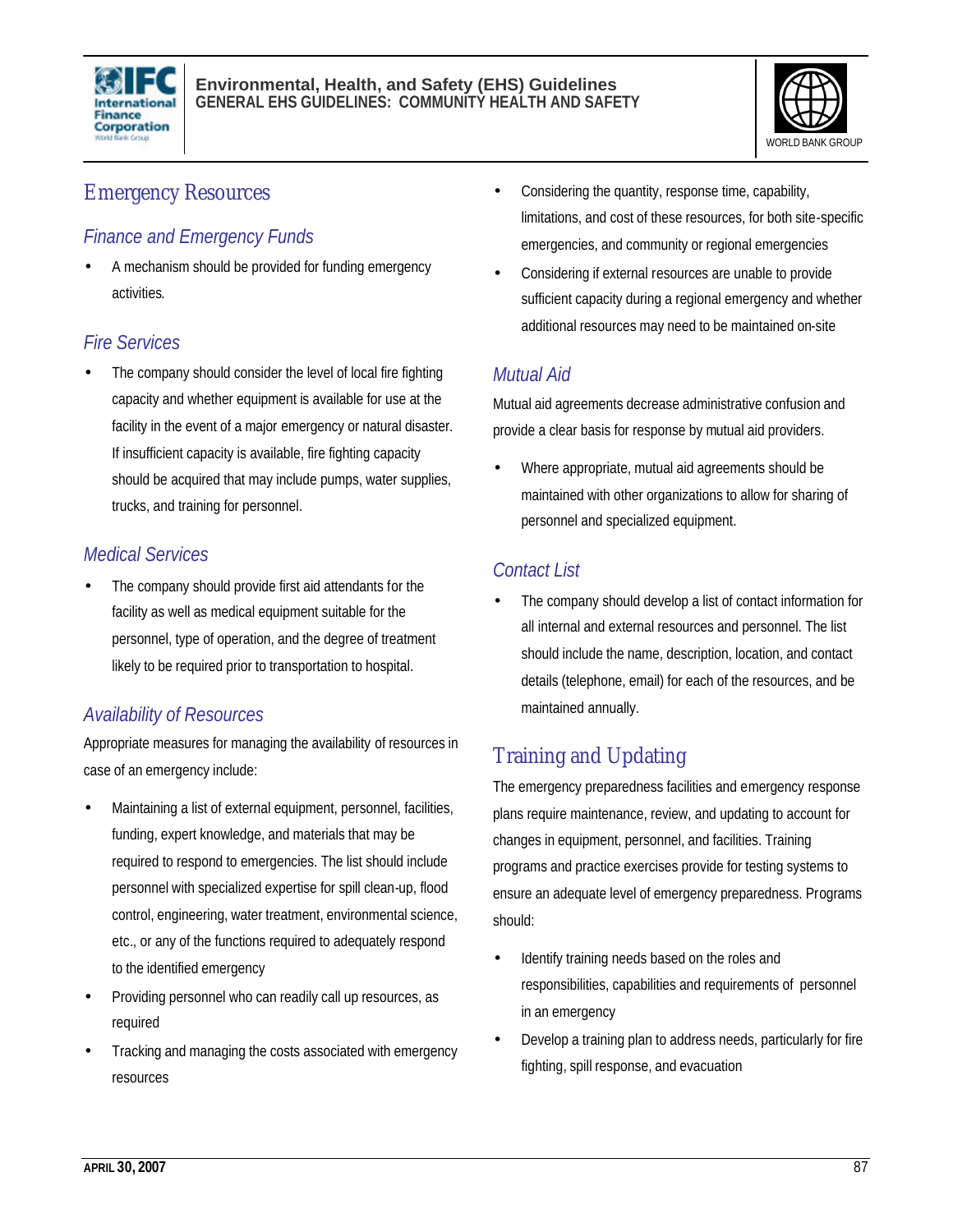## Emergency Resources

### *Finance and Emergency Funds*

- A mechanism should be provided for funding emergency activities.

### *Fire Services*

- The company should consider the level of local fire fighting capacity and whether equipment is available for use at the facility in the event of a major emergency or natural disaster. If insufficient capacity is available, fire fighting capacity should be acquired that may include pumps, water supplies, trucks, and training for personnel.

### *Medical Services*

- The company should provide first aid attendants for the facility as well as medical equipment suitable for the personnel, type of operation, and the degree of treatment likely to be required prior to transportation to hospital.

### *Availability of Resources*

Appropriate measures for managing the availability of resources in case of an emergency include:

- Maintaining a list of external equipment, personnel, facilities, funding, expert knowledge, and materials that may be required to respond to emergencies. The list should include personnel with specialized expertise for spill clean-up, flood control, engineering, water treatment, environmental science, etc., or any of the functions required to adequately respond to the identified emergency
- Providing personnel who can readily call up resources, as required
- Tracking and managing the costs associated with emergency resources
- Considering the quantity, response time, capability, limitations, and cost of these resources, for both site-specific emergencies, and community or regional emergencies
- Considering if external resources are unable to provide sufficient capacity during a regional emergency and whether additional resources may need to be maintained on-site

### *Mutual Aid*

Mutual aid agreements decrease administrative confusion and provide a clear basis for response by mutual aid providers.

- Where appropriate, mutual aid agreements should be maintained with other organizations to allow for sharing of personnel and specialized equipment.

### *Contact List*

- The company should develop a list of contact information for all internal and external resources and personnel. The list should include the name, description, location, and contact details (telephone, email) for each of the resources, and be maintained annually.

## Training and Updating

The emergency preparedness facilities and emergency response plans require maintenance, review, and updating to account for changes in equipment, personnel, and facilities. Training programs and practice exercises provide for testing systems to ensure an adequate level of emergency preparedness. Programs should:

- Identify training needs based on the roles and responsibilities, capabilities and requirements of personnel in an emergency
- Develop a training plan to address needs, particularly for fire fighting, spill response, and evacuation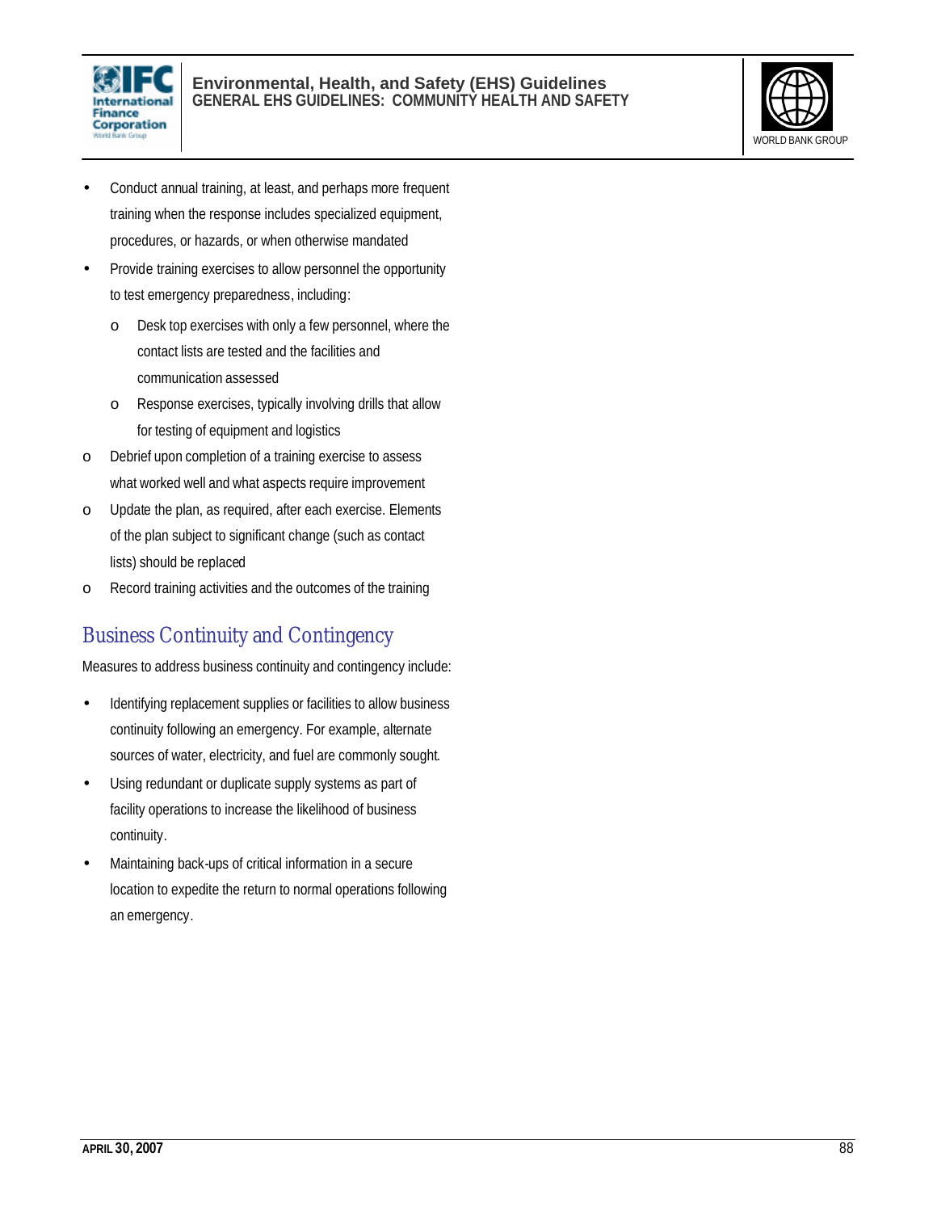- Conduct annual training, at least, and perhaps more frequent training when the response includes specialized equipment, procedures, or hazards, or when otherwise mandated
- Provide training exercises to allow personnel the opportunity to test emergency preparedness, including:
  - Desk top exercises with only a few personnel, where the contact lists are tested and the facilities and communication assessed
  - Response exercises, typically involving drills that allow for testing of equipment and logistics
- Debrief upon completion of a training exercise to assess what worked well and what aspects require improvement
- Update the plan, as required, after each exercise. Elements of the plan subject to significant change (such as contact lists) should be replaced
- Record training activities and the outcomes of the training

## Business Continuity and Contingency

Measures to address business continuity and contingency include:

- Identifying replacement supplies or facilities to allow business continuity following an emergency. For example, alternate sources of water, electricity, and fuel are commonly sought.
- Using redundant or duplicate supply systems as part of facility operations to increase the likelihood of business continuity.
- Maintaining back-ups of critical information in a secure location to expedite the return to normal operations following an emergency.